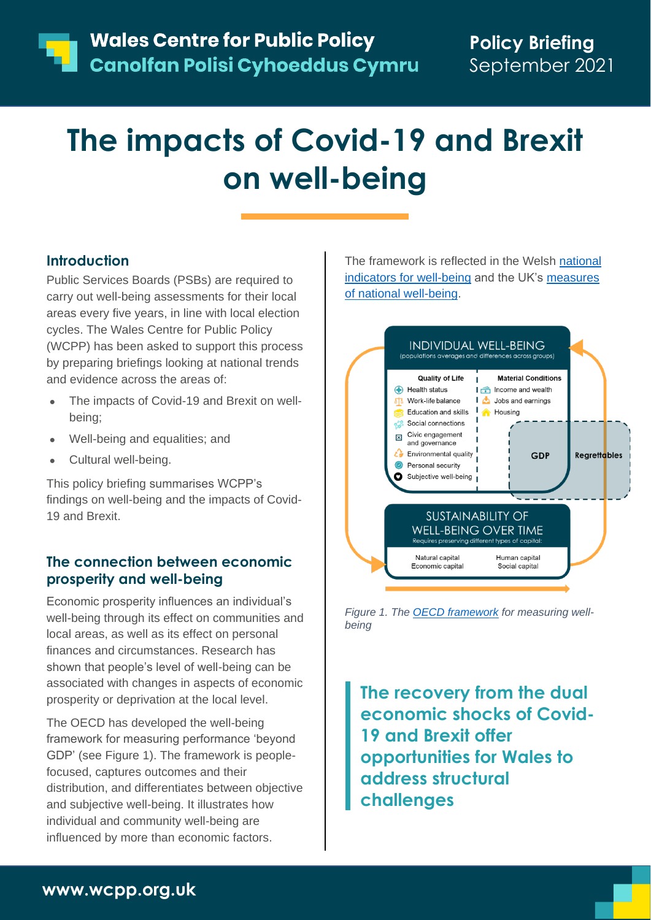Wales Centre for Public Policy
Canolfan Polisi Cyhoeddus Cymru

Policy Briefing
September 2021

# The impacts of Covid-19 and Brexit on well-being

## Introduction

Public Services Boards (PSBs) are required to carry out well-being assessments for their local areas every five years, in line with local election cycles. The Wales Centre for Public Policy (WCPP) has been asked to support this process by preparing briefings looking at national trends and evidence across the areas of:

- The impacts of Covid-19 and Brexit on well-being;
- Well-being and equalities; and
- Cultural well-being.

This policy briefing summarises WCPP's findings on well-being and the impacts of Covid-19 and Brexit.

## The connection between economic prosperity and well-being

Economic prosperity influences an individual's well-being through its effect on communities and local areas, as well as its effect on personal finances and circumstances. Research has shown that people's level of well-being can be associated with changes in aspects of economic prosperity or deprivation at the local level.

The OECD has developed the well-being framework for measuring performance 'beyond GDP' (see Figure 1). The framework is people-focused, captures outcomes and their distribution, and differentiates between objective and subjective well-being. It illustrates how individual and community well-being are influenced by more than economic factors.

The framework is reflected in the Welsh national indicators for well-being and the UK's measures of national well-being.

INDIVIDUAL WELL-BEING
(populations averages and differences across groups)

| Quality of Life | Material Conditions |
|---|---|
| Health status | Income and wealth |
| Work-life balance | Jobs and earnings |
| Education and skills | Housing |
| Social connections | |
| Civic engagement and governance | |
| Environmental quality | |
| Personal security | |
| Subjective well-being | |

GDP

Regrettables

SUSTAINABILITY OF WELL-BEING OVER TIME
Requires preserving different types of capital:

| | |
|---|---|
| Natural capital | Human capital |
| Economic capital | Social capital |

*Figure 1. The OECD framework for measuring well-being*

**The recovery from the dual economic shocks of Covid-19 and Brexit offer opportunities for Wales to address structural challenges**

www.wcpp.org.uk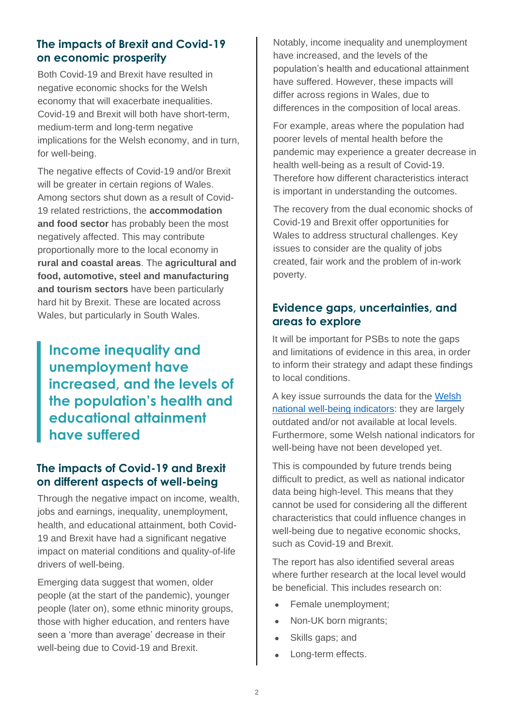## The impacts of Brexit and Covid-19 on economic prosperity

Both Covid-19 and Brexit have resulted in negative economic shocks for the Welsh economy that will exacerbate inequalities. Covid-19 and Brexit will both have short-term, medium-term and long-term negative implications for the Welsh economy, and in turn, for well-being.

The negative effects of Covid-19 and/or Brexit will be greater in certain regions of Wales. Among sectors shut down as a result of Covid-19 related restrictions, the **accommodation and food sector** has probably been the most negatively affected. This may contribute proportionally more to the local economy in **rural and coastal areas**. The **agricultural and food, automotive, steel and manufacturing and tourism sectors** have been particularly hard hit by Brexit. These are located across Wales, but particularly in South Wales.

> **Income inequality and unemployment have increased, and the levels of the population's health and educational attainment have suffered**

## The impacts of Covid-19 and Brexit on different aspects of well-being

Through the negative impact on income, wealth, jobs and earnings, inequality, unemployment, health, and educational attainment, both Covid-19 and Brexit have had a significant negative impact on material conditions and quality-of-life drivers of well-being.

Emerging data suggest that women, older people (at the start of the pandemic), younger people (later on), some ethnic minority groups, those with higher education, and renters have seen a 'more than average' decrease in their well-being due to Covid-19 and Brexit.

Notably, income inequality and unemployment have increased, and the levels of the population's health and educational attainment have suffered. However, these impacts will differ across regions in Wales, due to differences in the composition of local areas.

For example, areas where the population had poorer levels of mental health before the pandemic may experience a greater decrease in health well-being as a result of Covid-19. Therefore how different characteristics interact is important in understanding the outcomes.

The recovery from the dual economic shocks of Covid-19 and Brexit offer opportunities for Wales to address structural challenges. Key issues to consider are the quality of jobs created, fair work and the problem of in-work poverty.

## Evidence gaps, uncertainties, and areas to explore

It will be important for PSBs to note the gaps and limitations of evidence in this area, in order to inform their strategy and adapt these findings to local conditions.

A key issue surrounds the data for the Welsh national well-being indicators: they are largely outdated and/or not available at local levels. Furthermore, some Welsh national indicators for well-being have not been developed yet.

This is compounded by future trends being difficult to predict, as well as national indicator data being high-level. This means that they cannot be used for considering all the different characteristics that could influence changes in well-being due to negative economic shocks, such as Covid-19 and Brexit.

The report has also identified several areas where further research at the local level would be beneficial. This includes research on:

- Female unemployment;
- Non-UK born migrants;
- Skills gaps; and
- Long-term effects.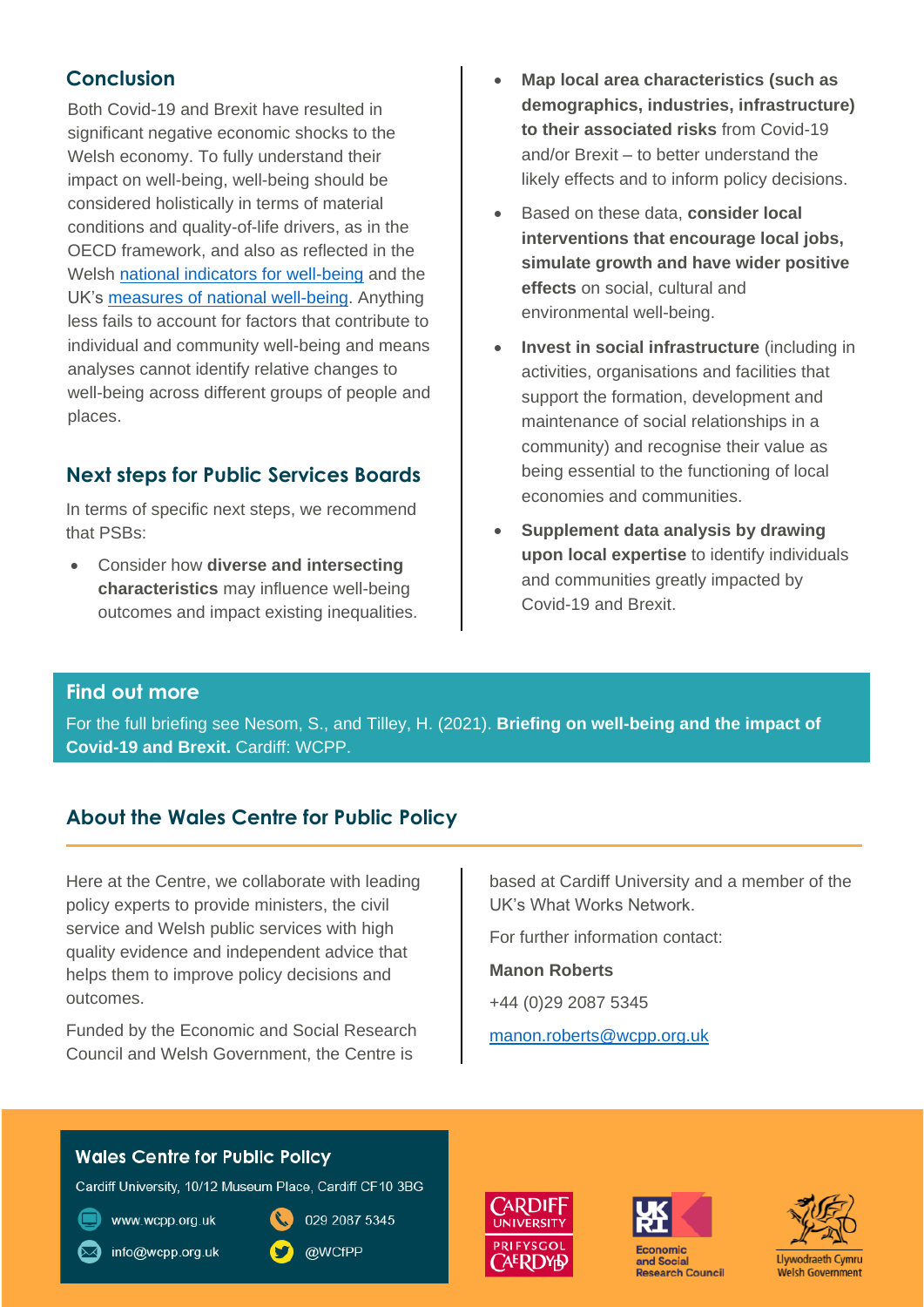## Conclusion

Both Covid-19 and Brexit have resulted in significant negative economic shocks to the Welsh economy. To fully understand their impact on well-being, well-being should be considered holistically in terms of material conditions and quality-of-life drivers, as in the OECD framework, and also as reflected in the Welsh national indicators for well-being and the UK's measures of national well-being. Anything less fails to account for factors that contribute to individual and community well-being and means analyses cannot identify relative changes to well-being across different groups of people and places.

## Next steps for Public Services Boards

In terms of specific next steps, we recommend that PSBs:

- Consider how **diverse and intersecting characteristics** may influence well-being outcomes and impact existing inequalities.
- **Map local area characteristics (such as demographics, industries, infrastructure) to their associated risks** from Covid-19 and/or Brexit – to better understand the likely effects and to inform policy decisions.
- Based on these data, **consider local interventions that encourage local jobs, simulate growth and have wider positive effects** on social, cultural and environmental well-being.
- **Invest in social infrastructure** (including in activities, organisations and facilities that support the formation, development and maintenance of social relationships in a community) and recognise their value as being essential to the functioning of local economies and communities.
- **Supplement data analysis by drawing upon local expertise** to identify individuals and communities greatly impacted by Covid-19 and Brexit.

## Find out more

For the full briefing see Nesom, S., and Tilley, H. (2021). **Briefing on well-being and the impact of Covid-19 and Brexit.** Cardiff: WCPP.

## About the Wales Centre for Public Policy

Here at the Centre, we collaborate with leading policy experts to provide ministers, the civil service and Welsh public services with high quality evidence and independent advice that helps them to improve policy decisions and outcomes.

Funded by the Economic and Social Research Council and Welsh Government, the Centre is based at Cardiff University and a member of the UK's What Works Network.

For further information contact:

**Manon Roberts**

+44 (0)29 2087 5345

manon.roberts@wcpp.org.uk

**Wales Centre for Public Policy**

Cardiff University, 10/12 Museum Place, Cardiff CF10 3BG

www.wcpp.org.uk

029 2087 5345

info@wcpp.org.uk

@WCfPP

Cardiff University / Prifysgol Caerdydd

UKRI Economic and Social Research Council

Llywodraeth Cymru / Welsh Government